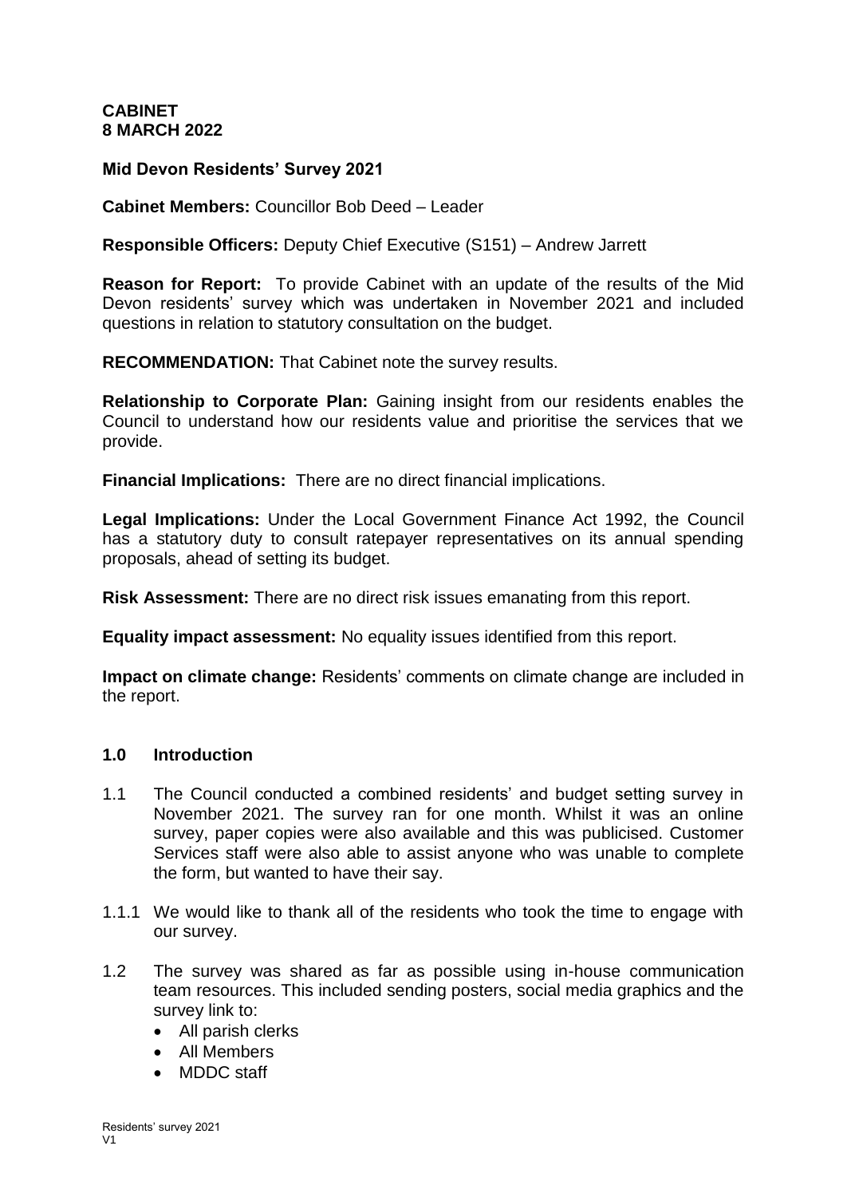**CABINET**
**8 MARCH 2022**

**Mid Devon Residents' Survey 2021**

**Cabinet Members:** Councillor Bob Deed – Leader

**Responsible Officers:** Deputy Chief Executive (S151) – Andrew Jarrett

**Reason for Report:** To provide Cabinet with an update of the results of the Mid Devon residents' survey which was undertaken in November 2021 and included questions in relation to statutory consultation on the budget.

**RECOMMENDATION:** That Cabinet note the survey results.

**Relationship to Corporate Plan:** Gaining insight from our residents enables the Council to understand how our residents value and prioritise the services that we provide.

**Financial Implications:** There are no direct financial implications.

**Legal Implications:** Under the Local Government Finance Act 1992, the Council has a statutory duty to consult ratepayer representatives on its annual spending proposals, ahead of setting its budget.

**Risk Assessment:** There are no direct risk issues emanating from this report.

**Equality impact assessment:** No equality issues identified from this report.

**Impact on climate change:** Residents' comments on climate change are included in the report.

## 1.0 Introduction

1.1 The Council conducted a combined residents' and budget setting survey in November 2021. The survey ran for one month. Whilst it was an online survey, paper copies were also available and this was publicised. Customer Services staff were also able to assist anyone who was unable to complete the form, but wanted to have their say.

1.1.1 We would like to thank all of the residents who took the time to engage with our survey.

1.2 The survey was shared as far as possible using in-house communication team resources. This included sending posters, social media graphics and the survey link to:

- All parish clerks
- All Members
- MDDC staff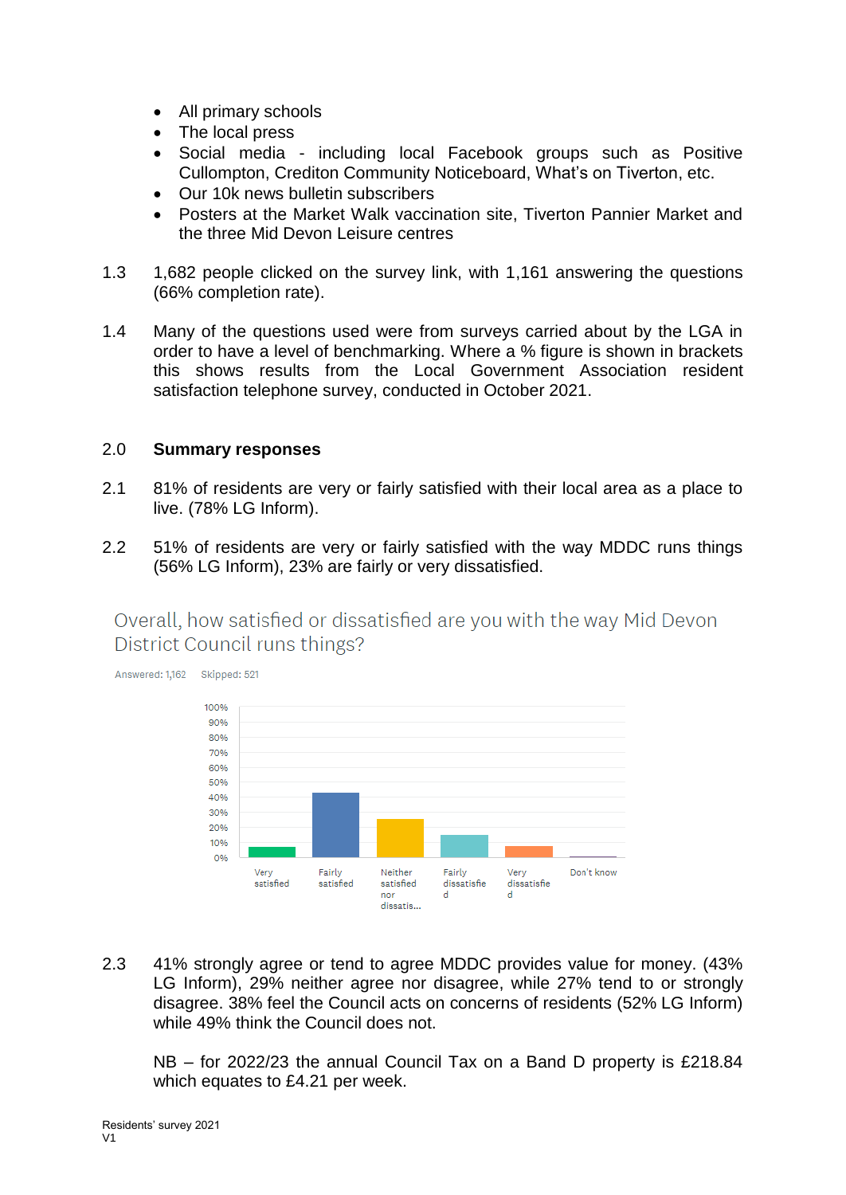- All primary schools
- The local press
- Social media - including local Facebook groups such as Positive Cullompton, Crediton Community Noticeboard, What's on Tiverton, etc.
- Our 10k news bulletin subscribers
- Posters at the Market Walk vaccination site, Tiverton Pannier Market and the three Mid Devon Leisure centres

1.3 1,682 people clicked on the survey link, with 1,161 answering the questions (66% completion rate).

1.4 Many of the questions used were from surveys carried about by the LGA in order to have a level of benchmarking. Where a % figure is shown in brackets this shows results from the Local Government Association resident satisfaction telephone survey, conducted in October 2021.

## 2.0 Summary responses

2.1 81% of residents are very or fairly satisfied with their local area as a place to live. (78% LG Inform).

2.2 51% of residents are very or fairly satisfied with the way MDDC runs things (56% LG Inform), 23% are fairly or very dissatisfied.

Overall, how satisfied or dissatisfied are you with the way Mid Devon District Council runs things?

Answered: 1,162 Skipped: 521

| Response | Approx. % |
|---|---|
| Very satisfied | ~7% |
| Fairly satisfied | ~43% |
| Neither satisfied nor dissatis... | ~26% |
| Fairly dissatisfied | ~15% |
| Very dissatisfied | ~8% |
| Don't know | ~1% |

2.3 41% strongly agree or tend to agree MDDC provides value for money. (43% LG Inform), 29% neither agree nor disagree, while 27% tend to or strongly disagree. 38% feel the Council acts on concerns of residents (52% LG Inform) while 49% think the Council does not.

NB – for 2022/23 the annual Council Tax on a Band D property is £218.84 which equates to £4.21 per week.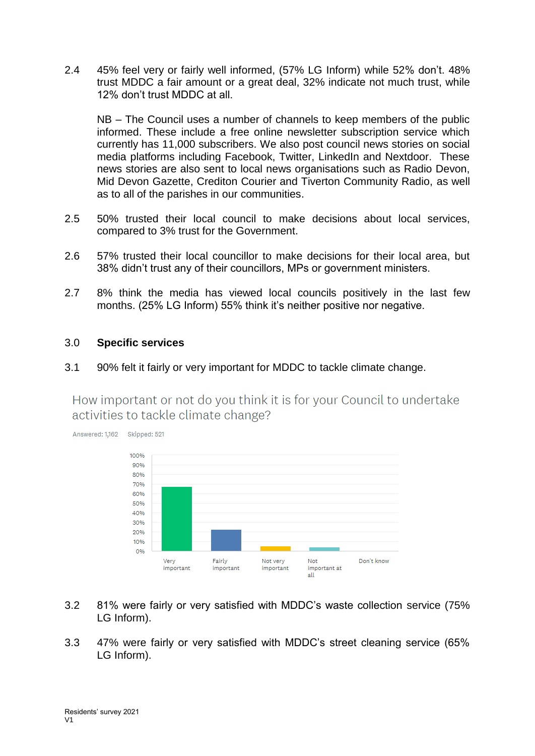2.4 45% feel very or fairly well informed, (57% LG Inform) while 52% don't. 48% trust MDDC a fair amount or a great deal, 32% indicate not much trust, while 12% don't trust MDDC at all.

NB – The Council uses a number of channels to keep members of the public informed. These include a free online newsletter subscription service which currently has 11,000 subscribers. We also post council news stories on social media platforms including Facebook, Twitter, LinkedIn and Nextdoor. These news stories are also sent to local news organisations such as Radio Devon, Mid Devon Gazette, Crediton Courier and Tiverton Community Radio, as well as to all of the parishes in our communities.

2.5 50% trusted their local council to make decisions about local services, compared to 3% trust for the Government.

2.6 57% trusted their local councillor to make decisions for their local area, but 38% didn't trust any of their councillors, MPs or government ministers.

2.7 8% think the media has viewed local councils positively in the last few months. (25% LG Inform) 55% think it's neither positive nor negative.

## 3.0 Specific services

3.1 90% felt it fairly or very important for MDDC to tackle climate change.

How important or not do you think it is for your Council to undertake activities to tackle climate change?

Answered: 1,162 Skipped: 521

| Response | |
|---|---|
| Very important | |
| Fairly important | |
| Not very important | |
| Not important at all | |
| Don't know | |

3.2 81% were fairly or very satisfied with MDDC's waste collection service (75% LG Inform).

3.3 47% were fairly or very satisfied with MDDC's street cleaning service (65% LG Inform).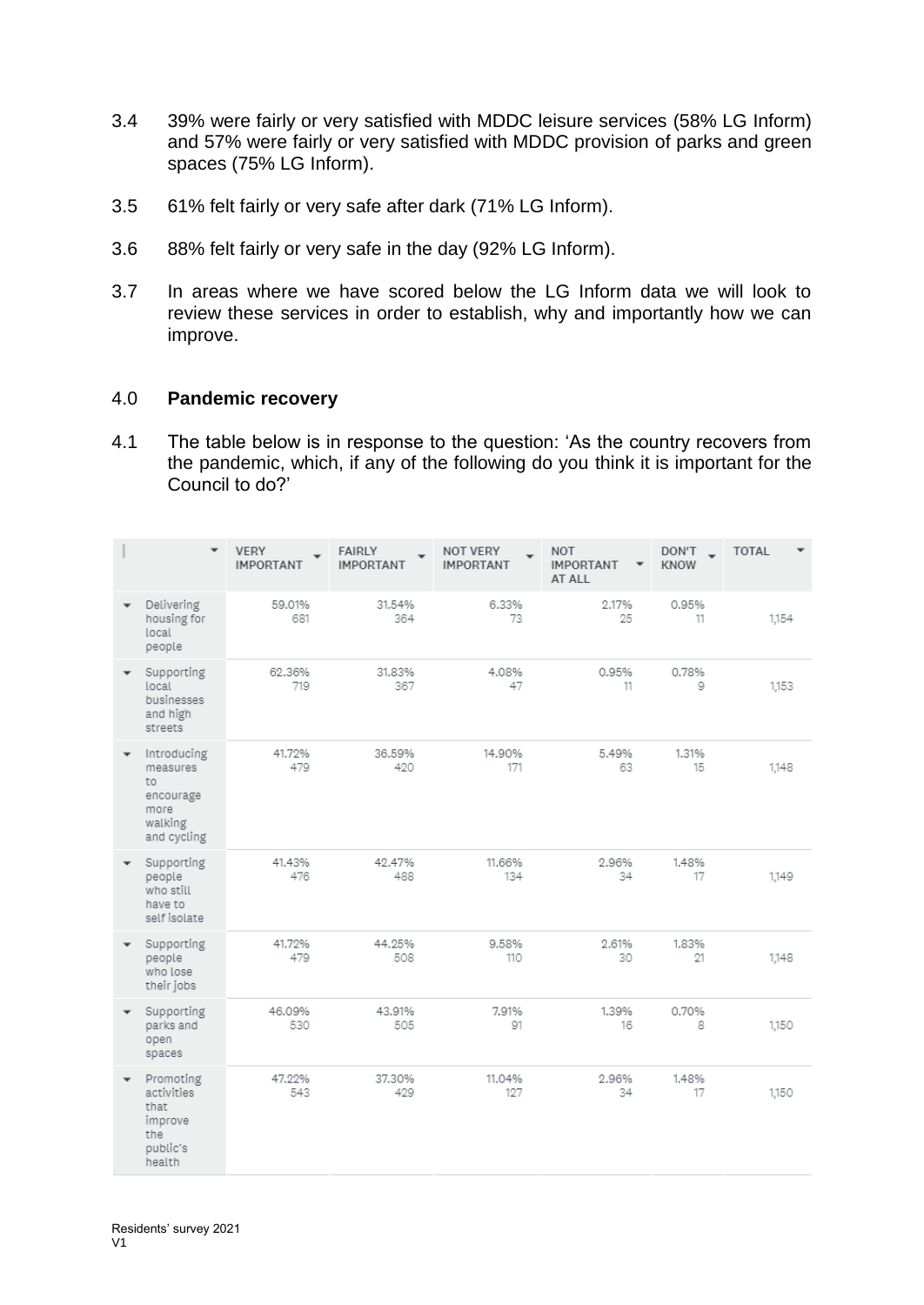3.4 39% were fairly or very satisfied with MDDC leisure services (58% LG Inform) and 57% were fairly or very satisfied with MDDC provision of parks and green spaces (75% LG Inform).

3.5 61% felt fairly or very safe after dark (71% LG Inform).

3.6 88% felt fairly or very safe in the day (92% LG Inform).

3.7 In areas where we have scored below the LG Inform data we will look to review these services in order to establish, why and importantly how we can improve.

## 4.0 **Pandemic recovery**

4.1 The table below is in response to the question: 'As the country recovers from the pandemic, which, if any of the following do you think it is important for the Council to do?'

| | VERY IMPORTANT | FAIRLY IMPORTANT | NOT VERY IMPORTANT | NOT IMPORTANT AT ALL | DON'T KNOW | TOTAL |
|---|---|---|---|---|---|---|
| Delivering housing for local people | 59.01% 681 | 31.54% 364 | 6.33% 73 | 2.17% 25 | 0.95% 11 | 1,154 |
| Supporting local businesses and high streets | 62.36% 719 | 31.83% 367 | 4.08% 47 | 0.95% 11 | 0.78% 9 | 1,153 |
| Introducing measures to encourage more walking and cycling | 41.72% 479 | 36.59% 420 | 14.90% 171 | 5.49% 63 | 1.31% 15 | 1,148 |
| Supporting people who still have to self isolate | 41.43% 476 | 42.47% 488 | 11.66% 134 | 2.96% 34 | 1.48% 17 | 1,149 |
| Supporting people who lose their jobs | 41.72% 479 | 44.25% 508 | 9.58% 110 | 2.61% 30 | 1.83% 21 | 1,148 |
| Supporting parks and open spaces | 46.09% 530 | 43.91% 505 | 7.91% 91 | 1.39% 16 | 0.70% 8 | 1,150 |
| Promoting activities that improve the public's health | 47.22% 543 | 37.30% 429 | 11.04% 127 | 2.96% 34 | 1.48% 17 | 1,150 |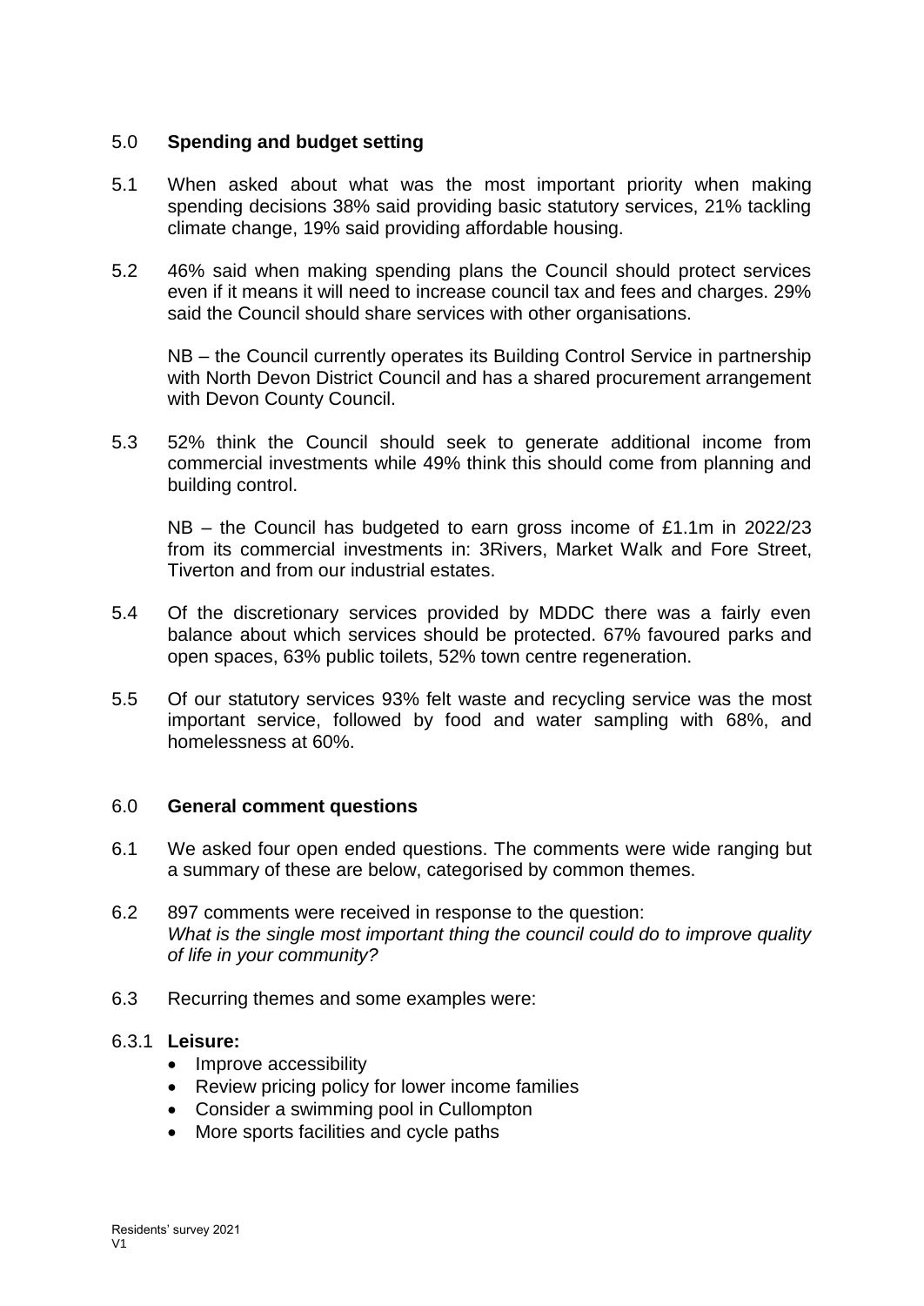## 5.0 Spending and budget setting

5.1 When asked about what was the most important priority when making spending decisions 38% said providing basic statutory services, 21% tackling climate change, 19% said providing affordable housing.

5.2 46% said when making spending plans the Council should protect services even if it means it will need to increase council tax and fees and charges. 29% said the Council should share services with other organisations.

NB – the Council currently operates its Building Control Service in partnership with North Devon District Council and has a shared procurement arrangement with Devon County Council.

5.3 52% think the Council should seek to generate additional income from commercial investments while 49% think this should come from planning and building control.

NB – the Council has budgeted to earn gross income of £1.1m in 2022/23 from its commercial investments in: 3Rivers, Market Walk and Fore Street, Tiverton and from our industrial estates.

5.4 Of the discretionary services provided by MDDC there was a fairly even balance about which services should be protected. 67% favoured parks and open spaces, 63% public toilets, 52% town centre regeneration.

5.5 Of our statutory services 93% felt waste and recycling service was the most important service, followed by food and water sampling with 68%, and homelessness at 60%.

## 6.0 General comment questions

6.1 We asked four open ended questions. The comments were wide ranging but a summary of these are below, categorised by common themes.

6.2 897 comments were received in response to the question:
*What is the single most important thing the council could do to improve quality of life in your community?*

6.3 Recurring themes and some examples were:

### 6.3.1 Leisure:

- Improve accessibility
- Review pricing policy for lower income families
- Consider a swimming pool in Cullompton
- More sports facilities and cycle paths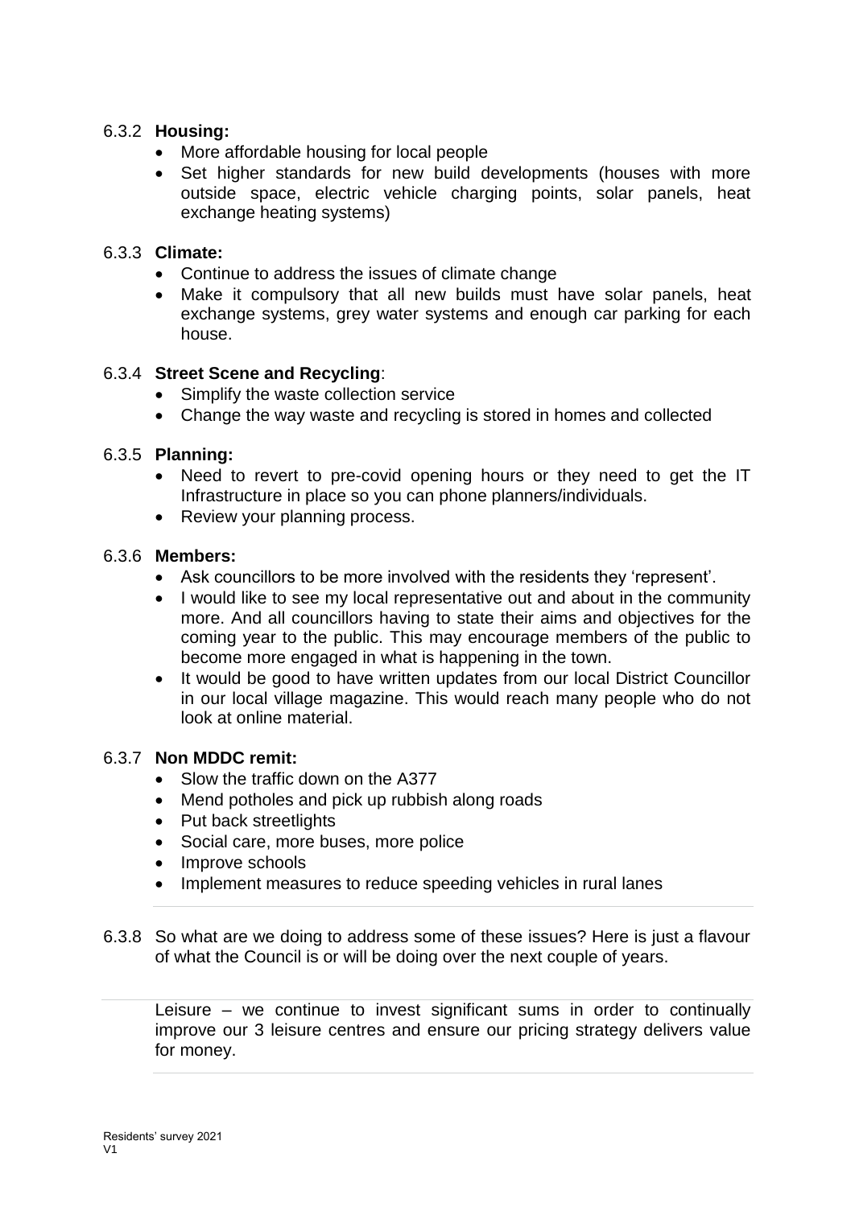6.3.2 **Housing:**

- More affordable housing for local people
- Set higher standards for new build developments (houses with more outside space, electric vehicle charging points, solar panels, heat exchange heating systems)

6.3.3 **Climate:**

- Continue to address the issues of climate change
- Make it compulsory that all new builds must have solar panels, heat exchange systems, grey water systems and enough car parking for each house.

6.3.4 **Street Scene and Recycling**:

- Simplify the waste collection service
- Change the way waste and recycling is stored in homes and collected

6.3.5 **Planning:**

- Need to revert to pre-covid opening hours or they need to get the IT Infrastructure in place so you can phone planners/individuals.
- Review your planning process.

6.3.6 **Members:**

- Ask councillors to be more involved with the residents they 'represent'.
- I would like to see my local representative out and about in the community more. And all councillors having to state their aims and objectives for the coming year to the public. This may encourage members of the public to become more engaged in what is happening in the town.
- It would be good to have written updates from our local District Councillor in our local village magazine. This would reach many people who do not look at online material.

6.3.7 **Non MDDC remit:**

- Slow the traffic down on the A377
- Mend potholes and pick up rubbish along roads
- Put back streetlights
- Social care, more buses, more police
- Improve schools
- Implement measures to reduce speeding vehicles in rural lanes

6.3.8 So what are we doing to address some of these issues? Here is just a flavour of what the Council is or will be doing over the next couple of years.

Leisure – we continue to invest significant sums in order to continually improve our 3 leisure centres and ensure our pricing strategy delivers value for money.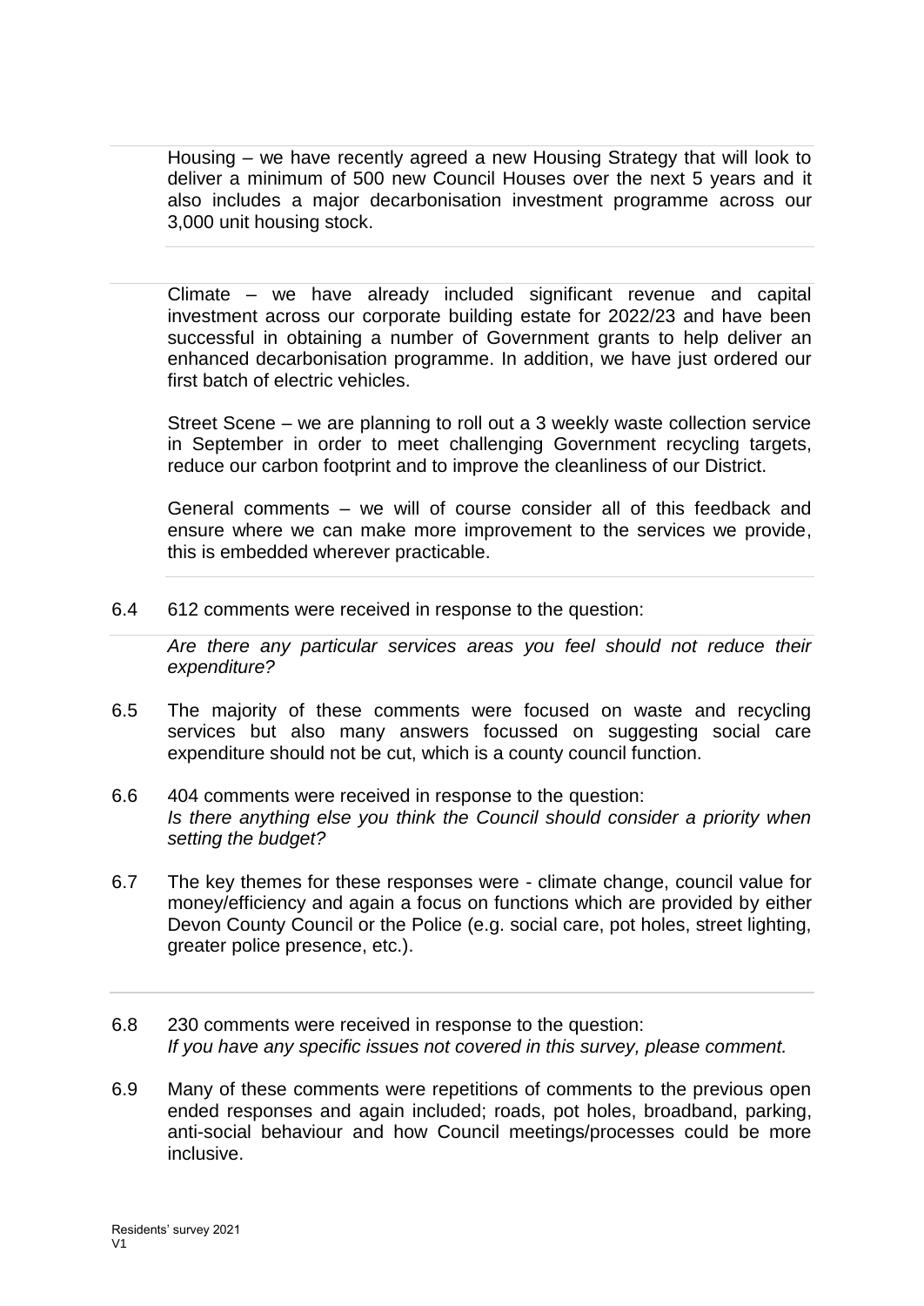Housing – we have recently agreed a new Housing Strategy that will look to deliver a minimum of 500 new Council Houses over the next 5 years and it also includes a major decarbonisation investment programme across our 3,000 unit housing stock.

Climate – we have already included significant revenue and capital investment across our corporate building estate for 2022/23 and have been successful in obtaining a number of Government grants to help deliver an enhanced decarbonisation programme. In addition, we have just ordered our first batch of electric vehicles.

Street Scene – we are planning to roll out a 3 weekly waste collection service in September in order to meet challenging Government recycling targets, reduce our carbon footprint and to improve the cleanliness of our District.

General comments – we will of course consider all of this feedback and ensure where we can make more improvement to the services we provide, this is embedded wherever practicable.

6.4 612 comments were received in response to the question:

*Are there any particular services areas you feel should not reduce their expenditure?*

6.5 The majority of these comments were focused on waste and recycling services but also many answers focussed on suggesting social care expenditure should not be cut, which is a county council function.

6.6 404 comments were received in response to the question:
*Is there anything else you think the Council should consider a priority when setting the budget?*

6.7 The key themes for these responses were - climate change, council value for money/efficiency and again a focus on functions which are provided by either Devon County Council or the Police (e.g. social care, pot holes, street lighting, greater police presence, etc.).

6.8 230 comments were received in response to the question:
*If you have any specific issues not covered in this survey, please comment.*

6.9 Many of these comments were repetitions of comments to the previous open ended responses and again included; roads, pot holes, broadband, parking, anti-social behaviour and how Council meetings/processes could be more inclusive.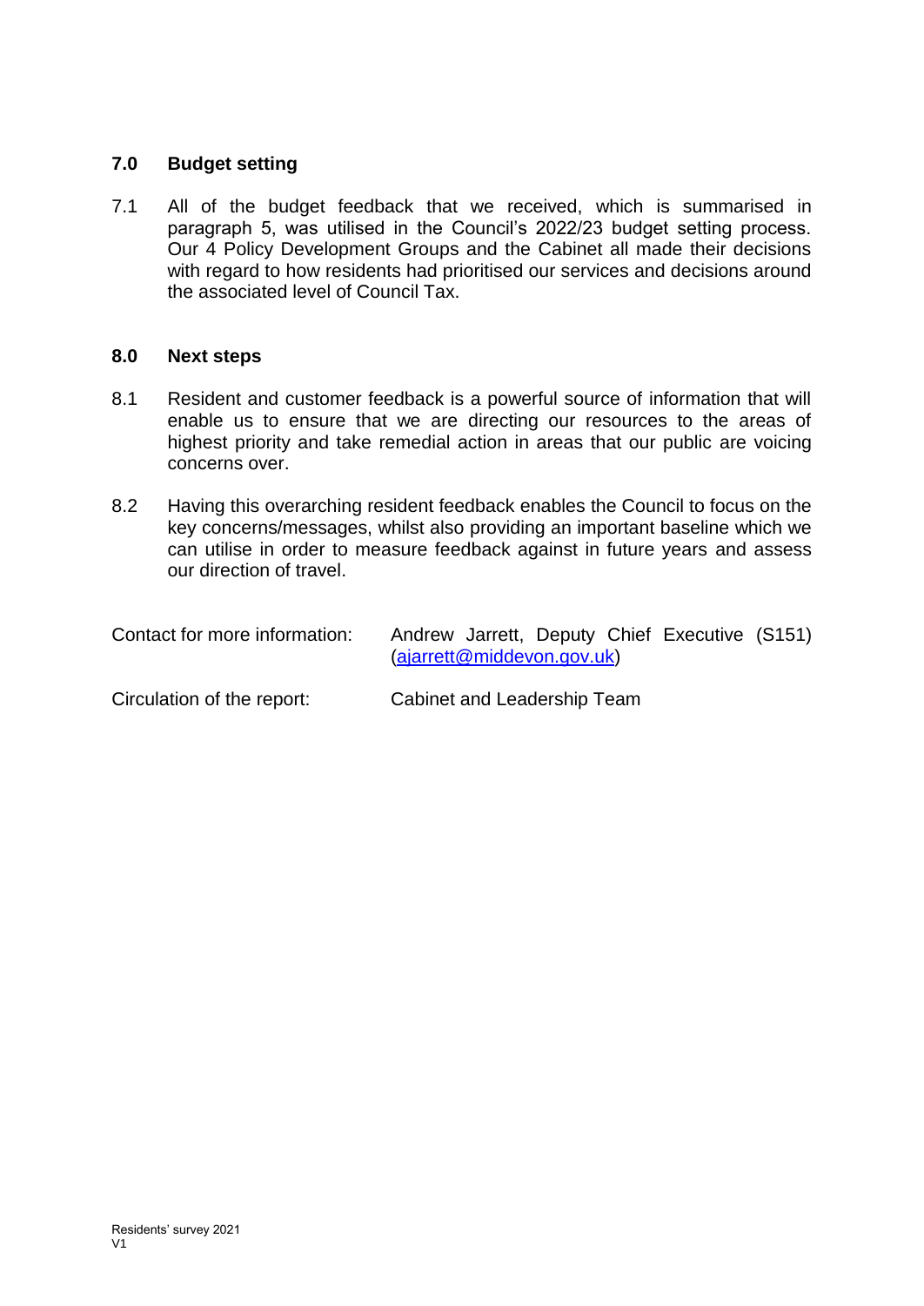## 7.0 Budget setting

7.1 All of the budget feedback that we received, which is summarised in paragraph 5, was utilised in the Council's 2022/23 budget setting process. Our 4 Policy Development Groups and the Cabinet all made their decisions with regard to how residents had prioritised our services and decisions around the associated level of Council Tax.

## 8.0 Next steps

8.1 Resident and customer feedback is a powerful source of information that will enable us to ensure that we are directing our resources to the areas of highest priority and take remedial action in areas that our public are voicing concerns over.

8.2 Having this overarching resident feedback enables the Council to focus on the key concerns/messages, whilst also providing an important baseline which we can utilise in order to measure feedback against in future years and assess our direction of travel.

| | |
|---|---|
| Contact for more information: | Andrew Jarrett, Deputy Chief Executive (S151) (ajarrett@middevon.gov.uk) |
| Circulation of the report: | Cabinet and Leadership Team |